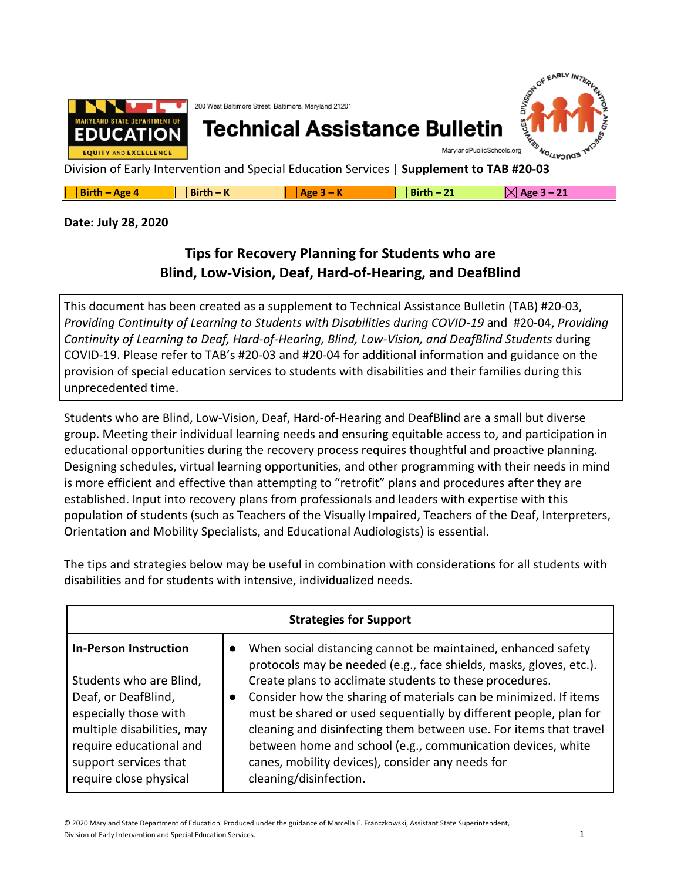200 West Baltimore Street, Baltimore, Maryland 21201

# Technical Assistance Bulletin

MarylandPublicSchools.org

Division of Early Intervention and Special Education Services | **Supplement to TAB #20-03**

| ☐ Birth – Age 4 | ☐ Birth – K | ☐ Age 3 – K | ☐ Birth – 21 | ☒ Age 3 – 21 |
|---|---|---|---|---|

**Date: July 28, 2020**

## Tips for Recovery Planning for Students who are Blind, Low-Vision, Deaf, Hard-of-Hearing, and DeafBlind

This document has been created as a supplement to Technical Assistance Bulletin (TAB) #20-03, *Providing Continuity of Learning to Students with Disabilities during COVID-19* and #20-04, *Providing Continuity of Learning to Deaf, Hard-of-Hearing, Blind, Low-Vision, and DeafBlind Students* during COVID-19. Please refer to TAB's #20-03 and #20-04 for additional information and guidance on the provision of special education services to students with disabilities and their families during this unprecedented time.

Students who are Blind, Low-Vision, Deaf, Hard-of-Hearing and DeafBlind are a small but diverse group. Meeting their individual learning needs and ensuring equitable access to, and participation in educational opportunities during the recovery process requires thoughtful and proactive planning. Designing schedules, virtual learning opportunities, and other programming with their needs in mind is more efficient and effective than attempting to "retrofit" plans and procedures after they are established. Input into recovery plans from professionals and leaders with expertise with this population of students (such as Teachers of the Visually Impaired, Teachers of the Deaf, Interpreters, Orientation and Mobility Specialists, and Educational Audiologists) is essential.

The tips and strategies below may be useful in combination with considerations for all students with disabilities and for students with intensive, individualized needs.

| **Strategies for Support** | |
|---|---|
| **In-Person Instruction**<br><br>Students who are Blind, Deaf, or DeafBlind, especially those with multiple disabilities, may require educational and support services that require close physical | • When social distancing cannot be maintained, enhanced safety protocols may be needed (e.g., face shields, masks, gloves, etc.). Create plans to acclimate students to these procedures.<br>• Consider how the sharing of materials can be minimized. If items must be shared or used sequentially by different people, plan for cleaning and disinfecting them between use. For items that travel between home and school (e.g., communication devices, white canes, mobility devices), consider any needs for cleaning/disinfection. |

© 2020 Maryland State Department of Education. Produced under the guidance of Marcella E. Franczkowski, Assistant State Superintendent, Division of Early Intervention and Special Education Services.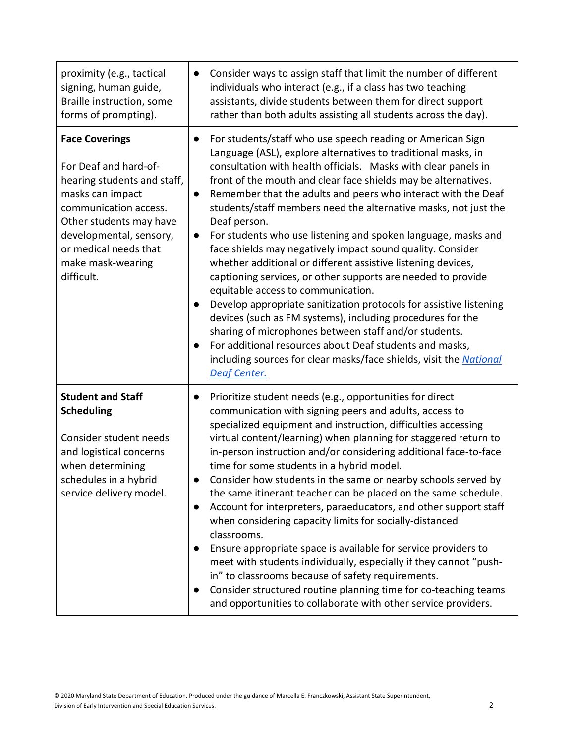| | |
|---|---|
| proximity (e.g., tactical signing, human guide, Braille instruction, some forms of prompting). | ● Consider ways to assign staff that limit the number of different individuals who interact (e.g., if a class has two teaching assistants, divide students between them for direct support rather than both adults assisting all students across the day). |
| **Face Coverings**<br><br>For Deaf and hard-of-hearing students and staff, masks can impact communication access. Other students may have developmental, sensory, or medical needs that make mask-wearing difficult. | ● For students/staff who use speech reading or American Sign Language (ASL), explore alternatives to traditional masks, in consultation with health officials. Masks with clear panels in front of the mouth and clear face shields may be alternatives.<br>● Remember that the adults and peers who interact with the Deaf students/staff members need the alternative masks, not just the Deaf person.<br>● For students who use listening and spoken language, masks and face shields may negatively impact sound quality. Consider whether additional or different assistive listening devices, captioning services, or other supports are needed to provide equitable access to communication.<br>● Develop appropriate sanitization protocols for assistive listening devices (such as FM systems), including procedures for the sharing of microphones between staff and/or students.<br>● For additional resources about Deaf students and masks, including sources for clear masks/face shields, visit the *National Deaf Center.* |
| **Student and Staff Scheduling**<br><br>Consider student needs and logistical concerns when determining schedules in a hybrid service delivery model. | ● Prioritize student needs (e.g., opportunities for direct communication with signing peers and adults, access to specialized equipment and instruction, difficulties accessing virtual content/learning) when planning for staggered return to in-person instruction and/or considering additional face-to-face time for some students in a hybrid model.<br>● Consider how students in the same or nearby schools served by the same itinerant teacher can be placed on the same schedule.<br>● Account for interpreters, paraeducators, and other support staff when considering capacity limits for socially-distanced classrooms.<br>● Ensure appropriate space is available for service providers to meet with students individually, especially if they cannot "push-in" to classrooms because of safety requirements.<br>● Consider structured routine planning time for co-teaching teams and opportunities to collaborate with other service providers. |

© 2020 Maryland State Department of Education. Produced under the guidance of Marcella E. Franczkowski, Assistant State Superintendent, Division of Early Intervention and Special Education Services.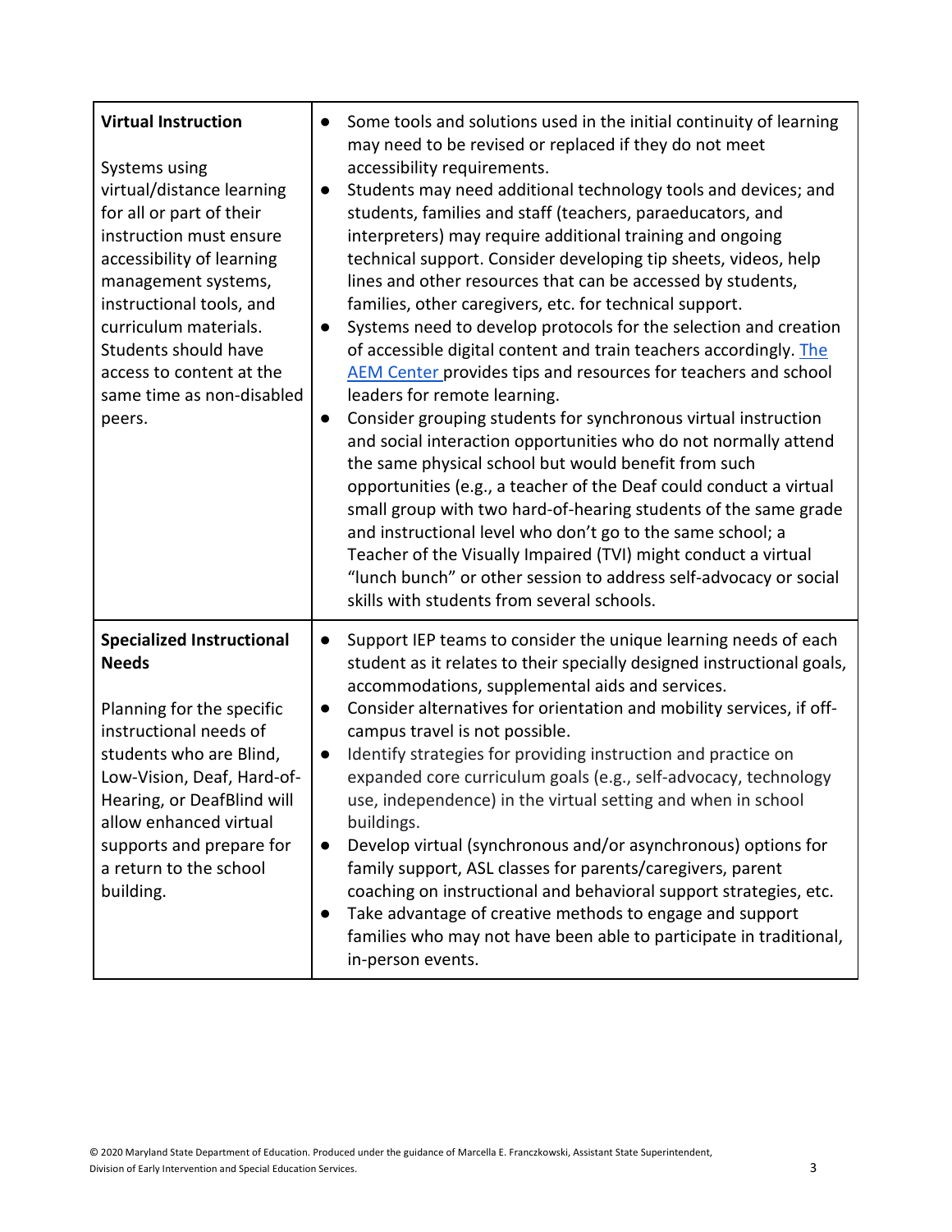| | |
|---|---|
| **Virtual Instruction**<br><br>Systems using virtual/distance learning for all or part of their instruction must ensure accessibility of learning management systems, instructional tools, and curriculum materials. Students should have access to content at the same time as non-disabled peers. | ● Some tools and solutions used in the initial continuity of learning may need to be revised or replaced if they do not meet accessibility requirements.<br>● Students may need additional technology tools and devices; and students, families and staff (teachers, paraeducators, and interpreters) may require additional training and ongoing technical support. Consider developing tip sheets, videos, help lines and other resources that can be accessed by students, families, other caregivers, etc. for technical support.<br>● Systems need to develop protocols for the selection and creation of accessible digital content and train teachers accordingly. The AEM Center provides tips and resources for teachers and school leaders for remote learning.<br>● Consider grouping students for synchronous virtual instruction and social interaction opportunities who do not normally attend the same physical school but would benefit from such opportunities (e.g., a teacher of the Deaf could conduct a virtual small group with two hard-of-hearing students of the same grade and instructional level who don't go to the same school; a Teacher of the Visually Impaired (TVI) might conduct a virtual "lunch bunch" or other session to address self-advocacy or social skills with students from several schools. |
| **Specialized Instructional Needs**<br><br>Planning for the specific instructional needs of students who are Blind, Low-Vision, Deaf, Hard-of-Hearing, or DeafBlind will allow enhanced virtual supports and prepare for a return to the school building. | ● Support IEP teams to consider the unique learning needs of each student as it relates to their specially designed instructional goals, accommodations, supplemental aids and services.<br>● Consider alternatives for orientation and mobility services, if off-campus travel is not possible.<br>● Identify strategies for providing instruction and practice on expanded core curriculum goals (e.g., self-advocacy, technology use, independence) in the virtual setting and when in school buildings.<br>● Develop virtual (synchronous and/or asynchronous) options for family support, ASL classes for parents/caregivers, parent coaching on instructional and behavioral support strategies, etc.<br>● Take advantage of creative methods to engage and support families who may not have been able to participate in traditional, in-person events. |

© 2020 Maryland State Department of Education. Produced under the guidance of Marcella E. Franczkowski, Assistant State Superintendent, Division of Early Intervention and Special Education Services.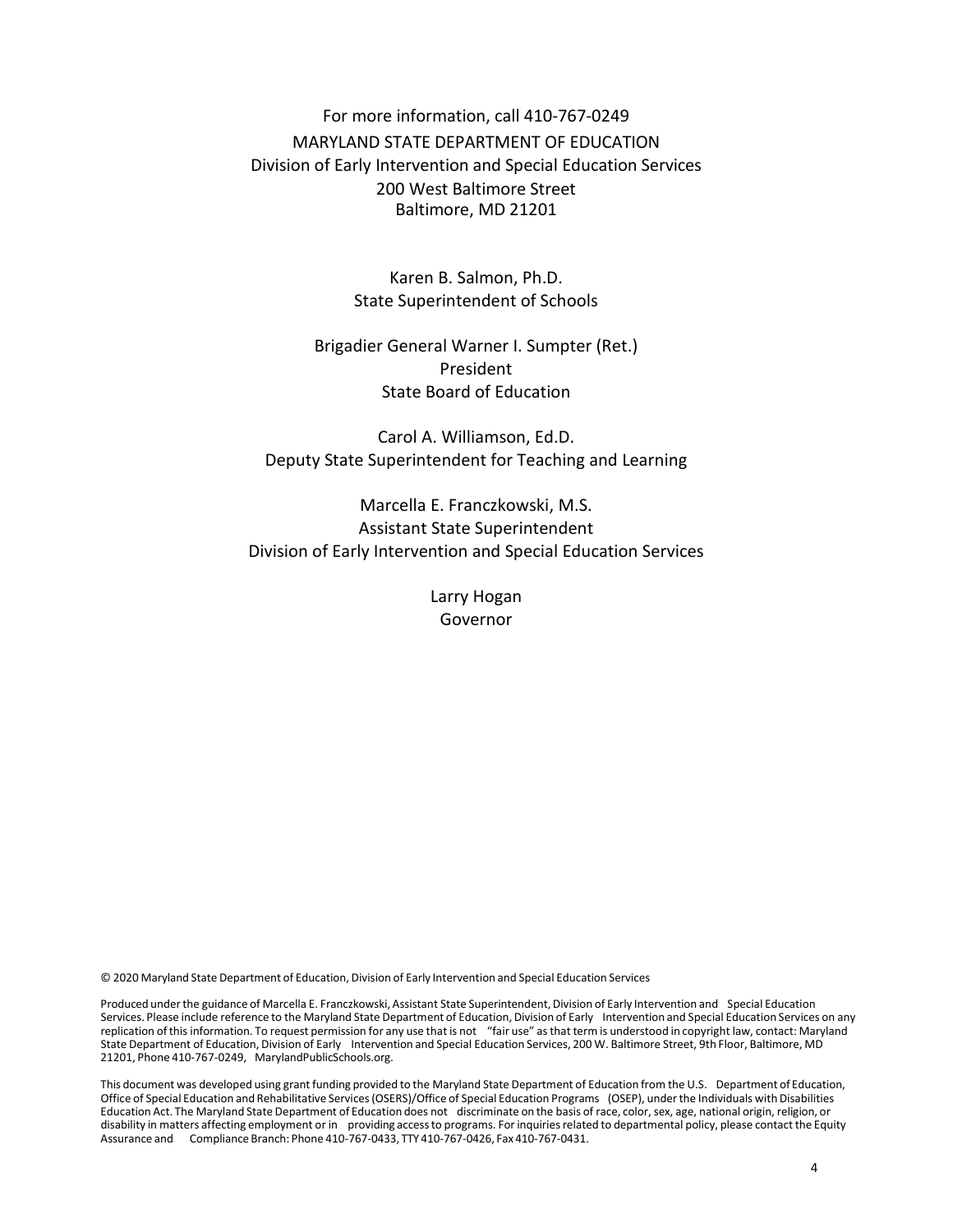For more information, call 410-767-0249

MARYLAND STATE DEPARTMENT OF EDUCATION

Division of Early Intervention and Special Education Services

200 West Baltimore Street

Baltimore, MD 21201

Karen B. Salmon, Ph.D.

State Superintendent of Schools

Brigadier General Warner I. Sumpter (Ret.)

President

State Board of Education

Carol A. Williamson, Ed.D.

Deputy State Superintendent for Teaching and Learning

Marcella E. Franczkowski, M.S.

Assistant State Superintendent

Division of Early Intervention and Special Education Services

Larry Hogan

Governor

© 2020 Maryland State Department of Education, Division of Early Intervention and Special Education Services

Produced under the guidance of Marcella E. Franczkowski, Assistant State Superintendent, Division of Early Intervention and Special Education Services. Please include reference to the Maryland State Department of Education, Division of Early Intervention and Special Education Services on any replication of this information. To request permission for any use that is not "fair use" as that term is understood in copyright law, contact: Maryland State Department of Education, Division of Early Intervention and Special Education Services, 200 W. Baltimore Street, 9th Floor, Baltimore, MD 21201, Phone 410-767-0249, MarylandPublicSchools.org.

This document was developed using grant funding provided to the Maryland State Department of Education from the U.S. Department of Education, Office of Special Education and Rehabilitative Services (OSERS)/Office of Special Education Programs (OSEP), under the Individuals with Disabilities Education Act. The Maryland State Department of Education does not discriminate on the basis of race, color, sex, age, national origin, religion, or disability in matters affecting employment or in providing access to programs. For inquiries related to departmental policy, please contact the Equity Assurance and Compliance Branch: Phone 410-767-0433, TTY 410-767-0426, Fax 410-767-0431.